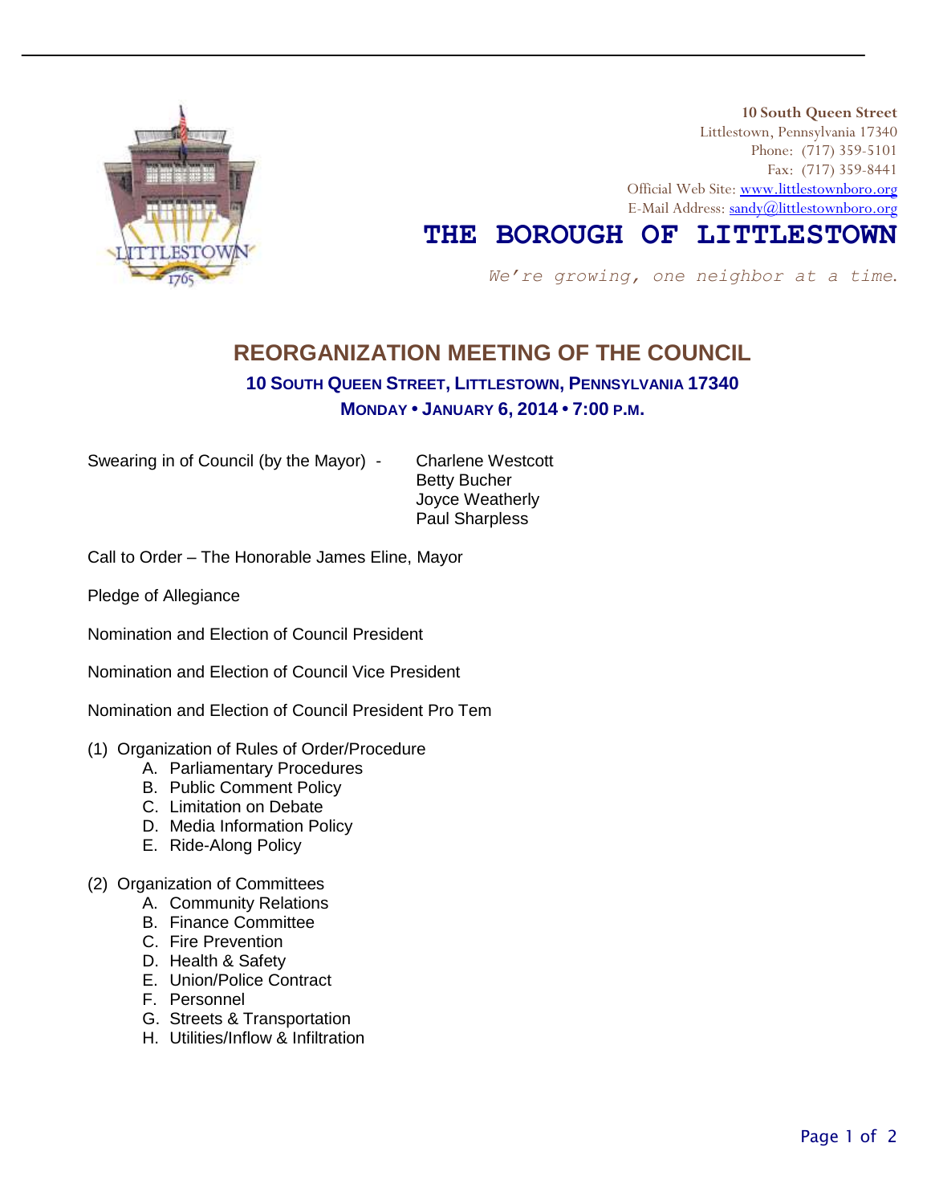**10 South Queen Street**
Littlestown, Pennsylvania 17340
Phone: (717) 359-5101
Fax: (717) 359-8441
Official Web Site: www.littlestownboro.org
E-Mail Address: sandy@littlestownboro.org

# THE BOROUGH OF LITTLESTOWN

*We're growing, one neighbor at a time.*

## REORGANIZATION MEETING OF THE COUNCIL

### 10 SOUTH QUEEN STREET, LITTLESTOWN, PENNSYLVANIA 17340

### MONDAY • JANUARY 6, 2014 • 7:00 P.M.

Swearing in of Council (by the Mayor) - Charlene Westcott
Betty Bucher
Joyce Weatherly
Paul Sharpless

Call to Order – The Honorable James Eline, Mayor

Pledge of Allegiance

Nomination and Election of Council President

Nomination and Election of Council Vice President

Nomination and Election of Council President Pro Tem

(1) Organization of Rules of Order/Procedure
   A. Parliamentary Procedures
   B. Public Comment Policy
   C. Limitation on Debate
   D. Media Information Policy
   E. Ride-Along Policy

(2) Organization of Committees
   A. Community Relations
   B. Finance Committee
   C. Fire Prevention
   D. Health & Safety
   E. Union/Police Contract
   F. Personnel
   G. Streets & Transportation
   H. Utilities/Inflow & Infiltration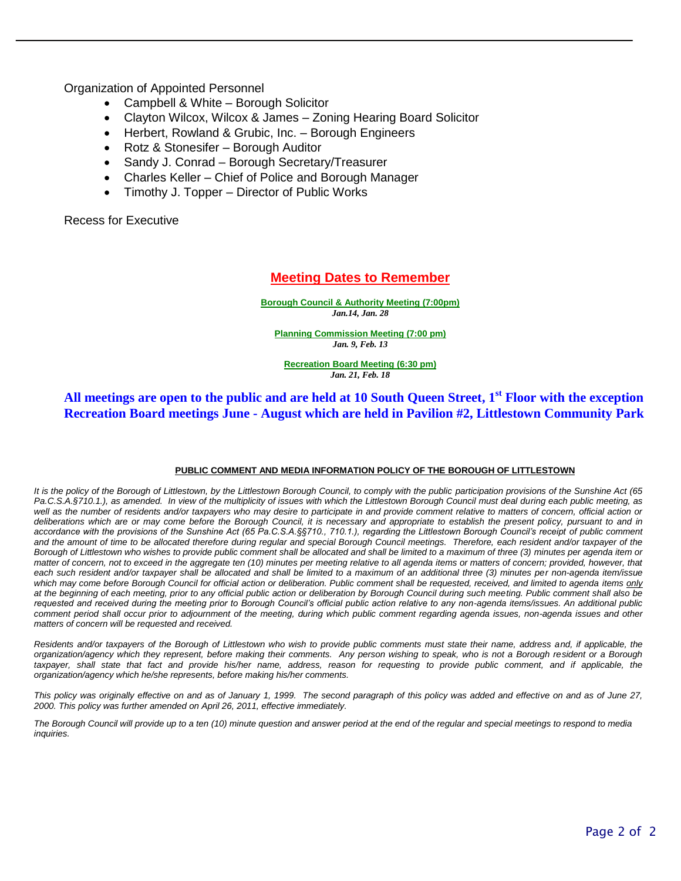Organization of Appointed Personnel

- Campbell & White – Borough Solicitor
- Clayton Wilcox, Wilcox & James – Zoning Hearing Board Solicitor
- Herbert, Rowland & Grubic, Inc. – Borough Engineers
- Rotz & Stonesifer – Borough Auditor
- Sandy J. Conrad – Borough Secretary/Treasurer
- Charles Keller – Chief of Police and Borough Manager
- Timothy J. Topper – Director of Public Works

Recess for Executive

## Meeting Dates to Remember

**Borough Council & Authority Meeting (7:00pm)**
***Jan.14, Jan. 28***

**Planning Commission Meeting (7:00 pm)**
***Jan. 9, Feb. 13***

**Recreation Board Meeting (6:30 pm)**
***Jan. 21, Feb. 18***

**All meetings are open to the public and are held at 10 South Queen Street, 1st Floor with the exception Recreation Board meetings June - August which are held in Pavilion #2, Littlestown Community Park**

**PUBLIC COMMENT AND MEDIA INFORMATION POLICY OF THE BOROUGH OF LITTLESTOWN**

*It is the policy of the Borough of Littlestown, by the Littlestown Borough Council, to comply with the public participation provisions of the Sunshine Act (65 Pa.C.S.A.§710.1.), as amended. In view of the multiplicity of issues with which the Littlestown Borough Council must deal during each public meeting, as well as the number of residents and/or taxpayers who may desire to participate in and provide comment relative to matters of concern, official action or deliberations which are or may come before the Borough Council, it is necessary and appropriate to establish the present policy, pursuant to and in accordance with the provisions of the Sunshine Act (65 Pa.C.S.A.§§710., 710.1.), regarding the Littlestown Borough Council's receipt of public comment and the amount of time to be allocated therefore during regular and special Borough Council meetings. Therefore, each resident and/or taxpayer of the Borough of Littlestown who wishes to provide public comment shall be allocated and shall be limited to a maximum of three (3) minutes per agenda item or matter of concern, not to exceed in the aggregate ten (10) minutes per meeting relative to all agenda items or matters of concern; provided, however, that each such resident and/or taxpayer shall be allocated and shall be limited to a maximum of an additional three (3) minutes per non-agenda item/issue which may come before Borough Council for official action or deliberation. Public comment shall be requested, received, and limited to agenda items only at the beginning of each meeting, prior to any official public action or deliberation by Borough Council during such meeting. Public comment shall also be requested and received during the meeting prior to Borough Council's official public action relative to any non-agenda items/issues. An additional public comment period shall occur prior to adjournment of the meeting, during which public comment regarding agenda issues, non-agenda issues and other matters of concern will be requested and received.*

*Residents and/or taxpayers of the Borough of Littlestown who wish to provide public comments must state their name, address and, if applicable, the organization/agency which they represent, before making their comments. Any person wishing to speak, who is not a Borough resident or a Borough taxpayer, shall state that fact and provide his/her name, address, reason for requesting to provide public comment, and if applicable, the organization/agency which he/she represents, before making his/her comments.*

*This policy was originally effective on and as of January 1, 1999. The second paragraph of this policy was added and effective on and as of June 27, 2000. This policy was further amended on April 26, 2011, effective immediately.*

*The Borough Council will provide up to a ten (10) minute question and answer period at the end of the regular and special meetings to respond to media inquiries.*